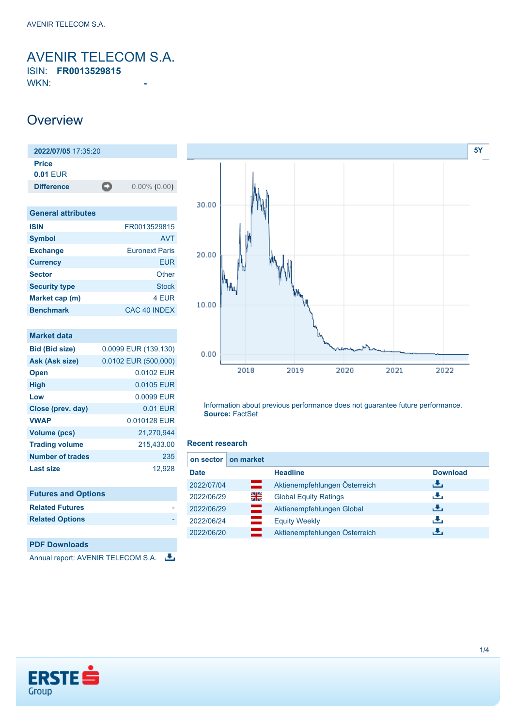# AVENIR TELECOM S.A.

ISIN: **FR0013529815**

WKN: -

## Overview

| 2022/07/05 17:35:20 | |
|---|---|
| **Price** | |
| **0.01** EUR | |
| **Difference** | 0.00% (0.00) |

| General attributes | |
|---|---|
| **ISIN** | FR0013529815 |
| **Symbol** | AVT |
| **Exchange** | Euronext Paris |
| **Currency** | EUR |
| **Sector** | Other |
| **Security type** | Stock |
| **Market cap (m)** | 4 EUR |
| **Benchmark** | CAC 40 INDEX |

| Market data | |
|---|---|
| **Bid (Bid size)** | 0.0099 EUR (139,130) |
| **Ask (Ask size)** | 0.0102 EUR (500,000) |
| **Open** | 0.0102 EUR |
| **High** | 0.0105 EUR |
| **Low** | 0.0099 EUR |
| **Close (prev. day)** | 0.01 EUR |
| **VWAP** | 0.010128 EUR |
| **Volume (pcs)** | 21,270,944 |
| **Trading volume** | 215,433.00 |
| **Number of trades** | 235 |
| **Last size** | 12,928 |

| Futures and Options | |
|---|---|
| **Related Futures** | - |
| **Related Options** | - |

### PDF Downloads

Annual report: AVENIR TELECOM S.A.

Information about previous performance does not guarantee future performance.
**Source:** FactSet

### Recent research

on sector | on market

| Date | Headline | Download |
|---|---|---|
| 2022/07/04 | Aktienempfehlungen Österreich | |
| 2022/06/29 | Global Equity Ratings | |
| 2022/06/29 | Aktienempfehlungen Global | |
| 2022/06/24 | Equity Weekly | |
| 2022/06/20 | Aktienempfehlungen Österreich | |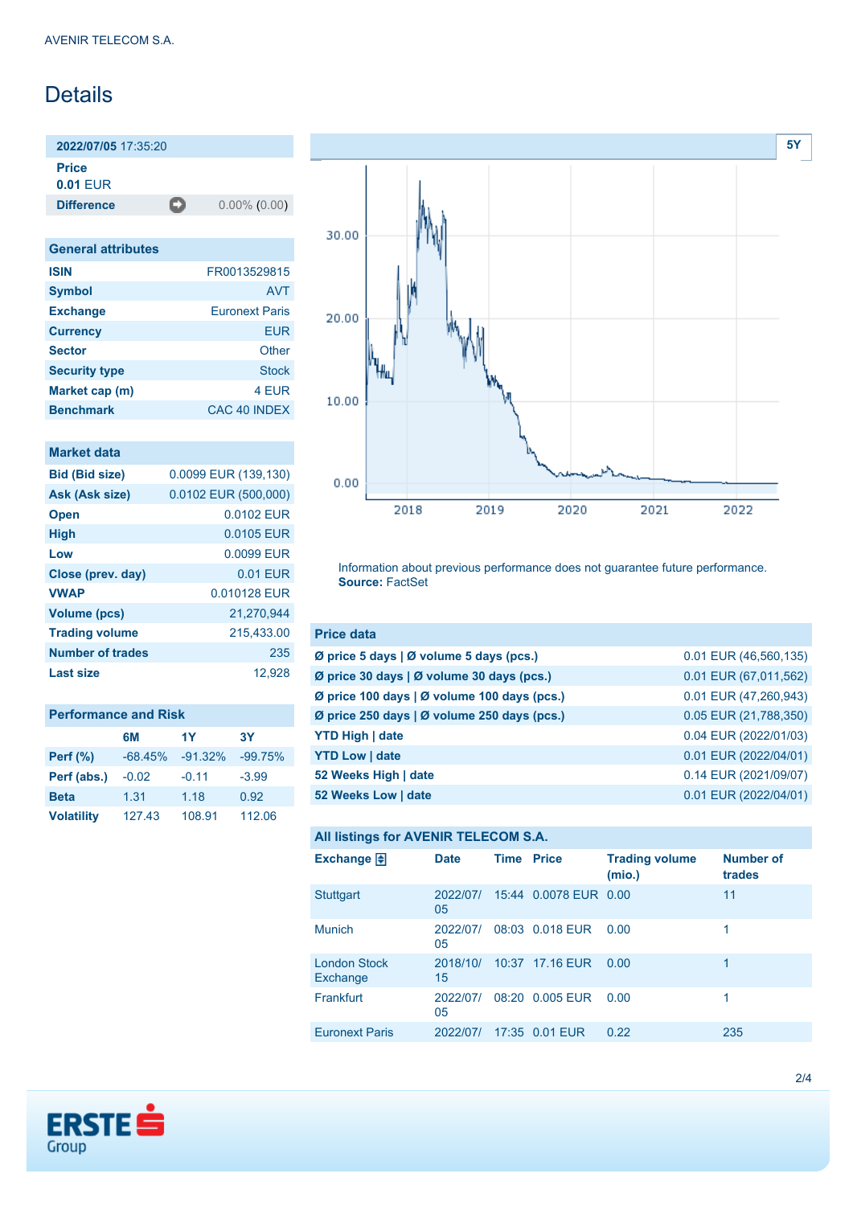AVENIR TELECOM S.A.

# Details

| 2022/07/05 17:35:20 | |
|---|---|
| **Price** | |
| **0.01** EUR | |
| **Difference** | 0.00% (0.00) |

| General attributes | |
|---|---|
| **ISIN** | FR0013529815 |
| **Symbol** | AVT |
| **Exchange** | Euronext Paris |
| **Currency** | EUR |
| **Sector** | Other |
| **Security type** | Stock |
| **Market cap (m)** | 4 EUR |
| **Benchmark** | CAC 40 INDEX |

| Market data | |
|---|---|
| **Bid (Bid size)** | 0.0099 EUR (139,130) |
| **Ask (Ask size)** | 0.0102 EUR (500,000) |
| **Open** | 0.0102 EUR |
| **High** | 0.0105 EUR |
| **Low** | 0.0099 EUR |
| **Close (prev. day)** | 0.01 EUR |
| **VWAP** | 0.010128 EUR |
| **Volume (pcs)** | 21,270,944 |
| **Trading volume** | 215,433.00 |
| **Number of trades** | 235 |
| **Last size** | 12,928 |

| Performance and Risk | 6M | 1Y | 3Y |
|---|---|---|---|
| **Perf (%)** | -68.45% | -91.32% | -99.75% |
| **Perf (abs.)** | -0.02 | -0.11 | -3.99 |
| **Beta** | 1.31 | 1.18 | 0.92 |
| **Volatility** | 127.43 | 108.91 | 112.06 |

Information about previous performance does not guarantee future performance.
**Source:** FactSet

| Price data | |
|---|---|
| **Ø price 5 days \| Ø volume 5 days (pcs.)** | 0.01 EUR (46,560,135) |
| **Ø price 30 days \| Ø volume 30 days (pcs.)** | 0.01 EUR (67,011,562) |
| **Ø price 100 days \| Ø volume 100 days (pcs.)** | 0.01 EUR (47,260,943) |
| **Ø price 250 days \| Ø volume 250 days (pcs.)** | 0.05 EUR (21,788,350) |
| **YTD High \| date** | 0.04 EUR (2022/01/03) |
| **YTD Low \| date** | 0.01 EUR (2022/04/01) |
| **52 Weeks High \| date** | 0.14 EUR (2021/09/07) |
| **52 Weeks Low \| date** | 0.01 EUR (2022/04/01) |

**All listings for AVENIR TELECOM S.A.**

| Exchange | Date | Time | Price | Trading volume (mio.) | Number of trades |
|---|---|---|---|---|---|
| Stuttgart | 2022/07/05 | 15:44 | 0.0078 EUR | 0.00 | 11 |
| Munich | 2022/07/05 | 08:03 | 0.018 EUR | 0.00 | 1 |
| London Stock Exchange | 2018/10/15 | 10:37 | 17.16 EUR | 0.00 | 1 |
| Frankfurt | 2022/07/05 | 08:20 | 0.005 EUR | 0.00 | 1 |
| Euronext Paris | 2022/07/ | 17:35 | 0.01 EUR | 0.22 | 235 |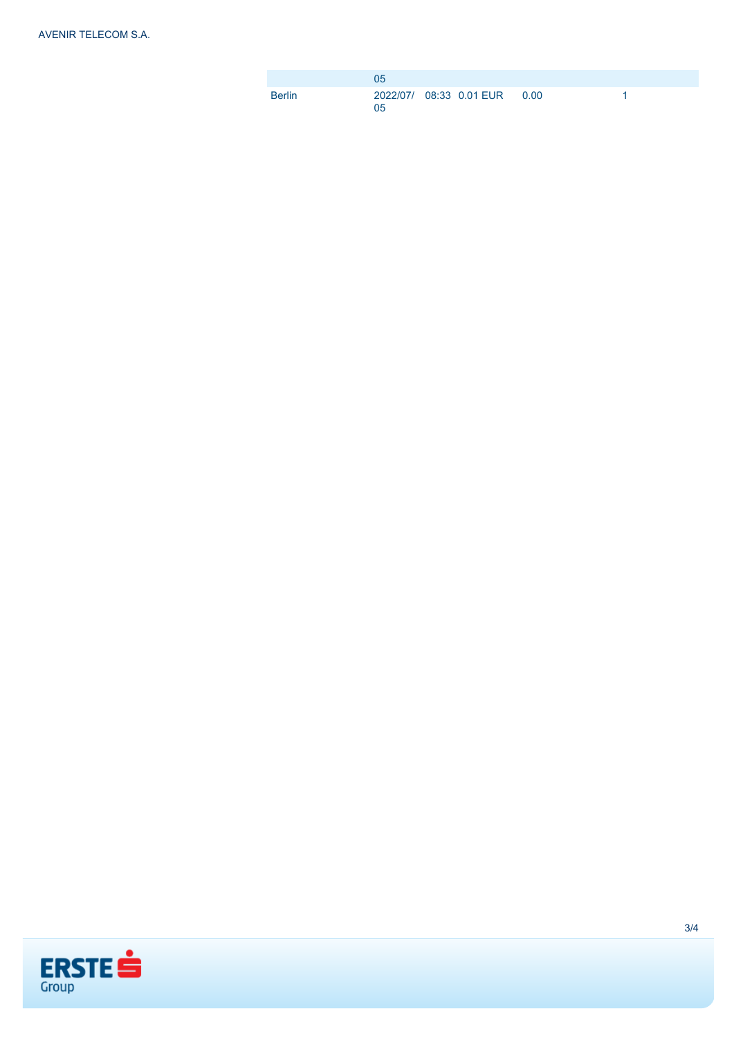|  | 05 |  |  |  |  |
| --- | --- | --- | --- | --- | --- |
| Berlin | 2022/07/05 | 08:33 | 0.01 EUR | 0.00 | 1 |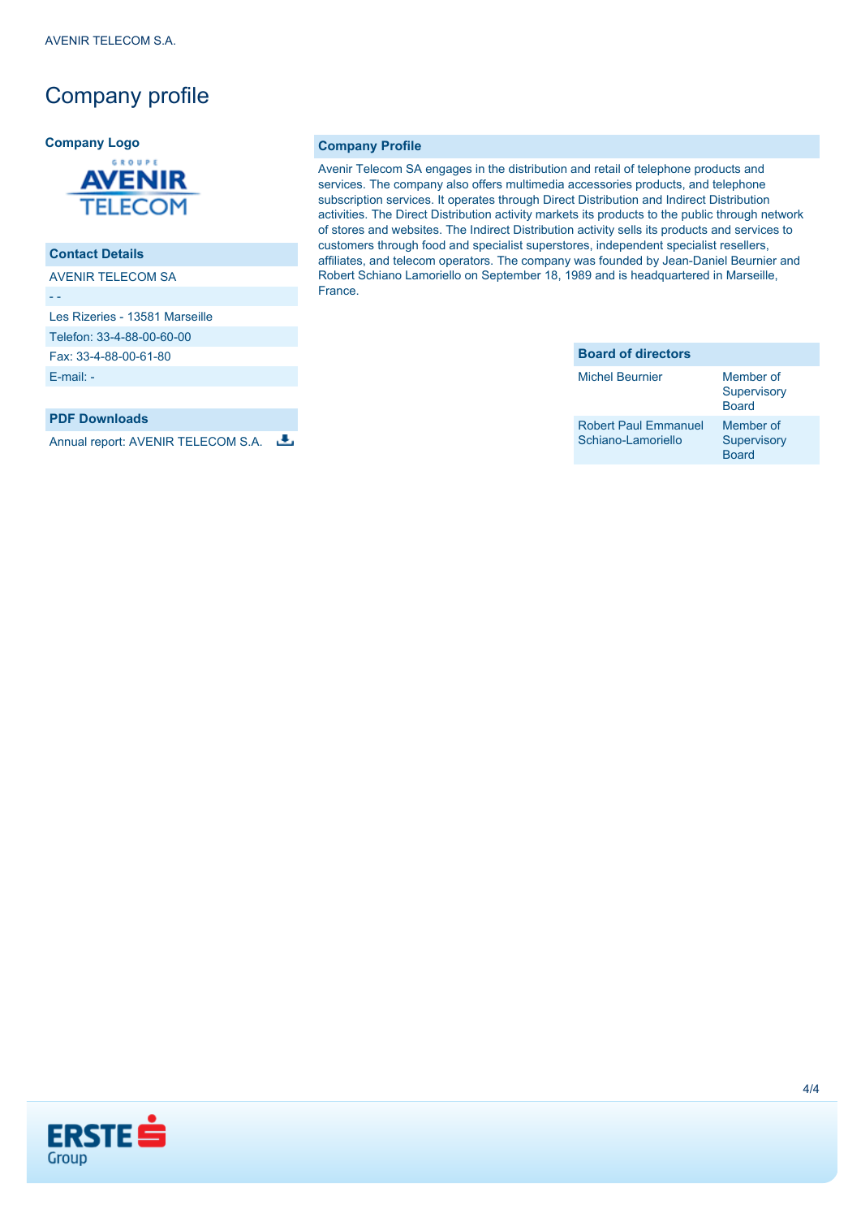# Company profile

**Company Logo**

## Contact Details

AVENIR TELECOM SA

- -

Les Rizeries - 13581 Marseille

Telefon: 33-4-88-00-60-00

Fax: 33-4-88-00-61-80

E-mail: -

## PDF Downloads

Annual report: AVENIR TELECOM S.A.

## Company Profile

Avenir Telecom SA engages in the distribution and retail of telephone products and services. The company also offers multimedia accessories products, and telephone subscription services. It operates through Direct Distribution and Indirect Distribution activities. The Direct Distribution activity markets its products to the public through network of stores and websites. The Indirect Distribution activity sells its products and services to customers through food and specialist superstores, independent specialist resellers, affiliates, and telecom operators. The company was founded by Jean-Daniel Beurnier and Robert Schiano Lamoriello on September 18, 1989 and is headquartered in Marseille, France.

| Board of directors | |
|---|---|
| Michel Beurnier | Member of Supervisory Board |
| Robert Paul Emmanuel Schiano-Lamoriello | Member of Supervisory Board |